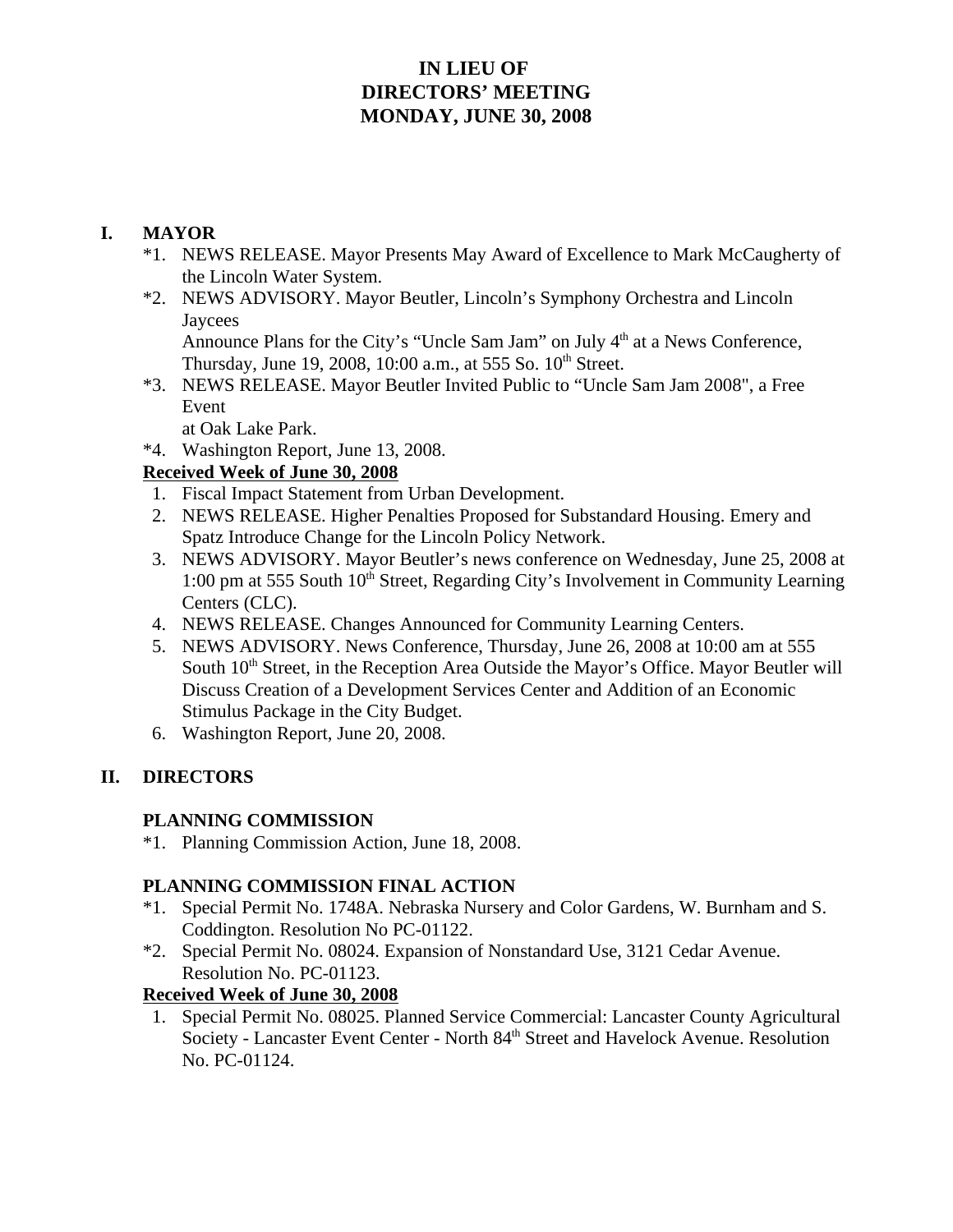# IN LIEU OF DIRECTORS' MEETING MONDAY, JUNE 30, 2008

## I. MAYOR

*1. NEWS RELEASE. Mayor Presents May Award of Excellence to Mark McCaugherty of the Lincoln Water System.

*2. NEWS ADVISORY. Mayor Beutler, Lincoln's Symphony Orchestra and Lincoln Jaycees Announce Plans for the City's "Uncle Sam Jam" on July 4th at a News Conference, Thursday, June 19, 2008, 10:00 a.m., at 555 So. 10th Street.

*3. NEWS RELEASE. Mayor Beutler Invited Public to "Uncle Sam Jam 2008", a Free Event at Oak Lake Park.

*4. Washington Report, June 13, 2008.

**Received Week of June 30, 2008**

1. Fiscal Impact Statement from Urban Development.
2. NEWS RELEASE. Higher Penalties Proposed for Substandard Housing. Emery and Spatz Introduce Change for the Lincoln Policy Network.
3. NEWS ADVISORY. Mayor Beutler's news conference on Wednesday, June 25, 2008 at 1:00 pm at 555 South 10th Street, Regarding City's Involvement in Community Learning Centers (CLC).
4. NEWS RELEASE. Changes Announced for Community Learning Centers.
5. NEWS ADVISORY. News Conference, Thursday, June 26, 2008 at 10:00 am at 555 South 10th Street, in the Reception Area Outside the Mayor's Office. Mayor Beutler will Discuss Creation of a Development Services Center and Addition of an Economic Stimulus Package in the City Budget.
6. Washington Report, June 20, 2008.

## II. DIRECTORS

### PLANNING COMMISSION

*1. Planning Commission Action, June 18, 2008.

### PLANNING COMMISSION FINAL ACTION

*1. Special Permit No. 1748A. Nebraska Nursery and Color Gardens, W. Burnham and S. Coddington. Resolution No PC-01122.

*2. Special Permit No. 08024. Expansion of Nonstandard Use, 3121 Cedar Avenue. Resolution No. PC-01123.

**Received Week of June 30, 2008**

1. Special Permit No. 08025. Planned Service Commercial: Lancaster County Agricultural Society - Lancaster Event Center - North 84th Street and Havelock Avenue. Resolution No. PC-01124.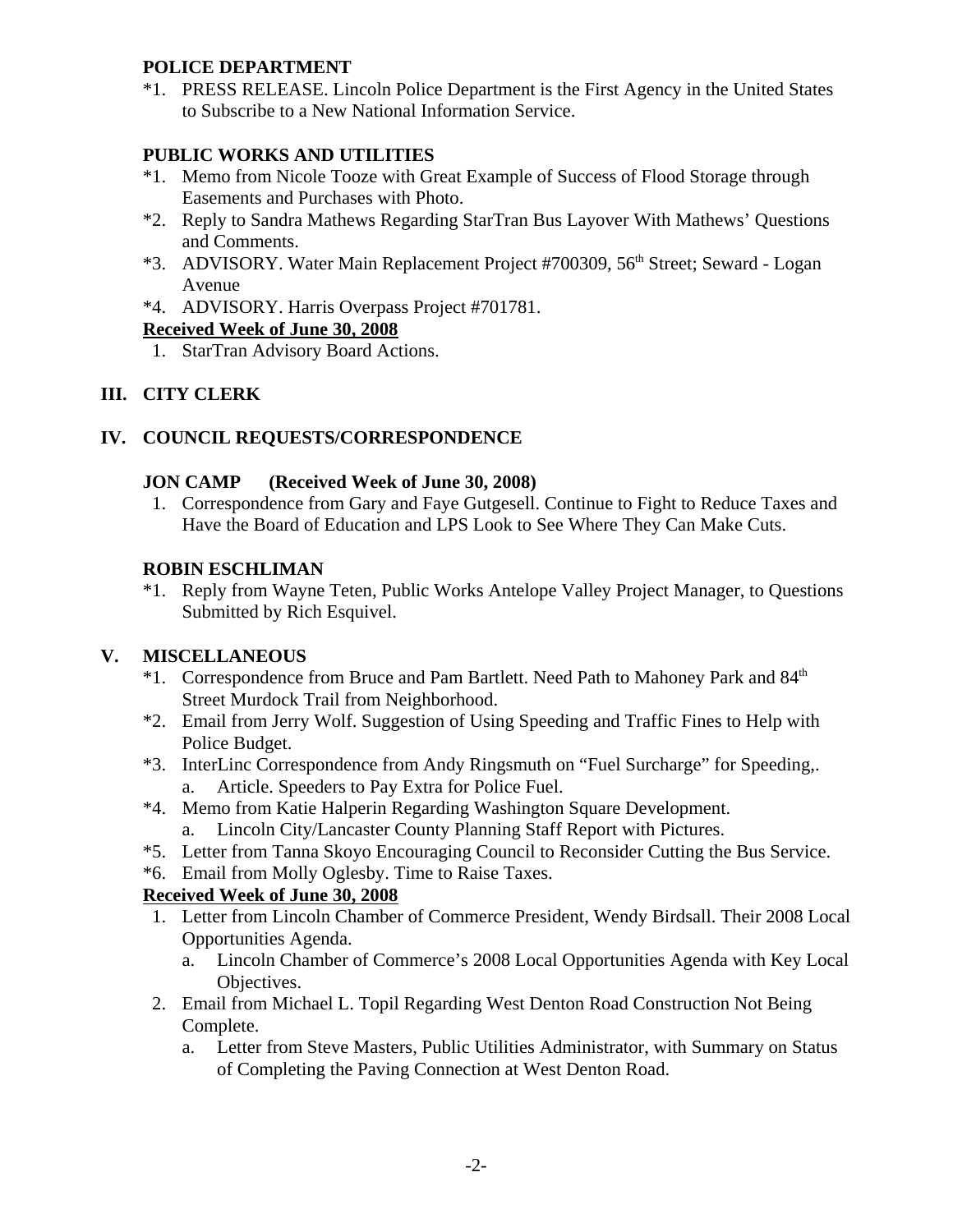**POLICE DEPARTMENT**

*1. PRESS RELEASE. Lincoln Police Department is the First Agency in the United States to Subscribe to a New National Information Service.

**PUBLIC WORKS AND UTILITIES**

*1. Memo from Nicole Tooze with Great Example of Success of Flood Storage through Easements and Purchases with Photo.

*2. Reply to Sandra Mathews Regarding StarTran Bus Layover With Mathews' Questions and Comments.

*3. ADVISORY. Water Main Replacement Project #700309, 56th Street; Seward - Logan Avenue

*4. ADVISORY. Harris Overpass Project #701781.

**Received Week of June 30, 2008**

1. StarTran Advisory Board Actions.

## III. CITY CLERK

## IV. COUNCIL REQUESTS/CORRESPONDENCE

**JON CAMP (Received Week of June 30, 2008)**

1. Correspondence from Gary and Faye Gutgesell. Continue to Fight to Reduce Taxes and Have the Board of Education and LPS Look to See Where They Can Make Cuts.

**ROBIN ESCHLIMAN**

*1. Reply from Wayne Teten, Public Works Antelope Valley Project Manager, to Questions Submitted by Rich Esquivel.

## V. MISCELLANEOUS

*1. Correspondence from Bruce and Pam Bartlett. Need Path to Mahoney Park and 84th Street Murdock Trail from Neighborhood.

*2. Email from Jerry Wolf. Suggestion of Using Speeding and Traffic Fines to Help with Police Budget.

*3. InterLinc Correspondence from Andy Ringsmuth on "Fuel Surcharge" for Speeding,.
   a. Article. Speeders to Pay Extra for Police Fuel.

*4. Memo from Katie Halperin Regarding Washington Square Development.
   a. Lincoln City/Lancaster County Planning Staff Report with Pictures.

*5. Letter from Tanna Skoyo Encouraging Council to Reconsider Cutting the Bus Service.

*6. Email from Molly Oglesby. Time to Raise Taxes.

**Received Week of June 30, 2008**

1. Letter from Lincoln Chamber of Commerce President, Wendy Birdsall. Their 2008 Local Opportunities Agenda.
   a. Lincoln Chamber of Commerce's 2008 Local Opportunities Agenda with Key Local Objectives.
2. Email from Michael L. Topil Regarding West Denton Road Construction Not Being Complete.
   a. Letter from Steve Masters, Public Utilities Administrator, with Summary on Status of Completing the Paving Connection at West Denton Road.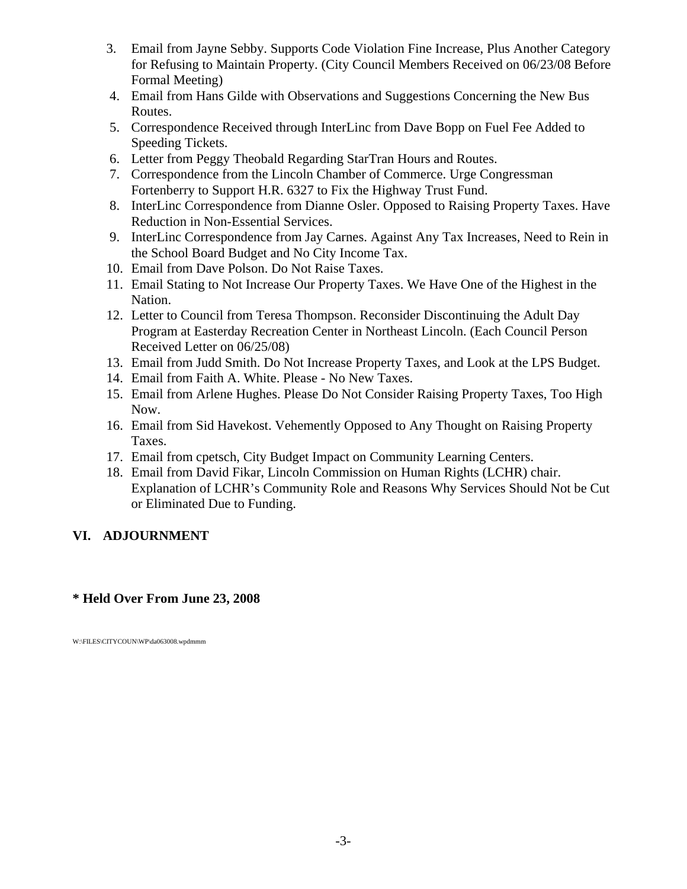3. Email from Jayne Sebby. Supports Code Violation Fine Increase, Plus Another Category for Refusing to Maintain Property. (City Council Members Received on 06/23/08 Before Formal Meeting)
4. Email from Hans Gilde with Observations and Suggestions Concerning the New Bus Routes.
5. Correspondence Received through InterLinc from Dave Bopp on Fuel Fee Added to Speeding Tickets.
6. Letter from Peggy Theobald Regarding StarTran Hours and Routes.
7. Correspondence from the Lincoln Chamber of Commerce. Urge Congressman Fortenberry to Support H.R. 6327 to Fix the Highway Trust Fund.
8. InterLinc Correspondence from Dianne Osler. Opposed to Raising Property Taxes. Have Reduction in Non-Essential Services.
9. InterLinc Correspondence from Jay Carnes. Against Any Tax Increases, Need to Rein in the School Board Budget and No City Income Tax.
10. Email from Dave Polson. Do Not Raise Taxes.
11. Email Stating to Not Increase Our Property Taxes. We Have One of the Highest in the Nation.
12. Letter to Council from Teresa Thompson. Reconsider Discontinuing the Adult Day Program at Easterday Recreation Center in Northeast Lincoln. (Each Council Person Received Letter on 06/25/08)
13. Email from Judd Smith. Do Not Increase Property Taxes, and Look at the LPS Budget.
14. Email from Faith A. White. Please - No New Taxes.
15. Email from Arlene Hughes. Please Do Not Consider Raising Property Taxes, Too High Now.
16. Email from Sid Havekost. Vehemently Opposed to Any Thought on Raising Property Taxes.
17. Email from cpetsch, City Budget Impact on Community Learning Centers.
18. Email from David Fikar, Lincoln Commission on Human Rights (LCHR) chair. Explanation of LCHR's Community Role and Reasons Why Services Should Not be Cut or Eliminated Due to Funding.

## VI. ADJOURNMENT

**\* Held Over From June 23, 2008**

W:\FILES\CITYCOUN\WP\da063008.wpdmmm